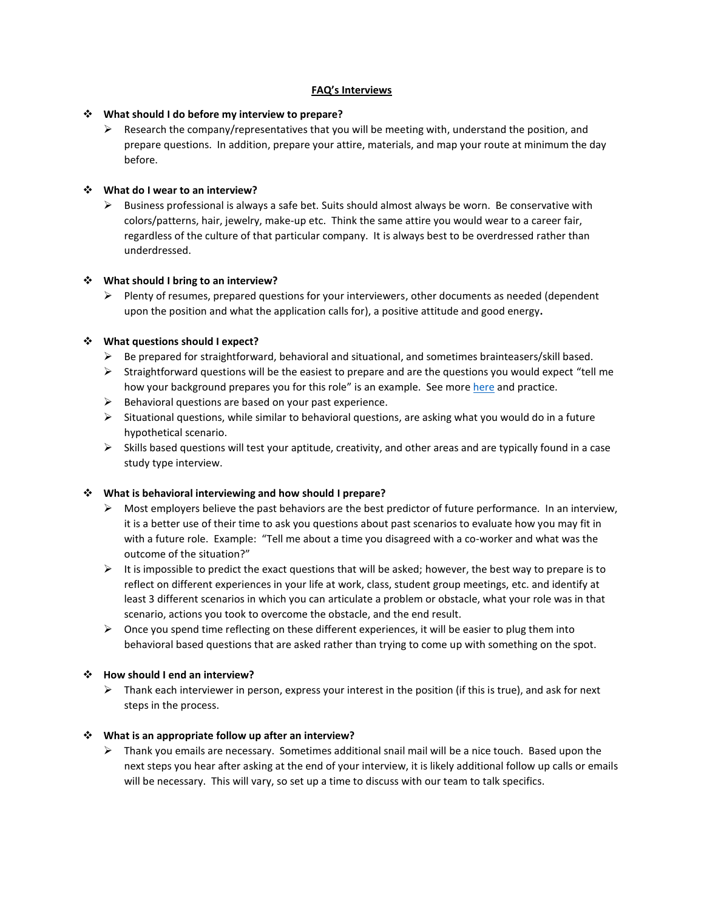# FAQ's Interviews

- **What should I do before my interview to prepare?**
  - Research the company/representatives that you will be meeting with, understand the position, and prepare questions. In addition, prepare your attire, materials, and map your route at minimum the day before.

- **What do I wear to an interview?**
  - Business professional is always a safe bet. Suits should almost always be worn. Be conservative with colors/patterns, hair, jewelry, make-up etc. Think the same attire you would wear to a career fair, regardless of the culture of that particular company. It is always best to be overdressed rather than underdressed.

- **What should I bring to an interview?**
  - Plenty of resumes, prepared questions for your interviewers, other documents as needed (dependent upon the position and what the application calls for), a positive attitude and good energy**.**

- **What questions should I expect?**
  - Be prepared for straightforward, behavioral and situational, and sometimes brainteasers/skill based.
  - Straightforward questions will be the easiest to prepare and are the questions you would expect "tell me how your background prepares you for this role" is an example. See more [here]() and practice.
  - Behavioral questions are based on your past experience.
  - Situational questions, while similar to behavioral questions, are asking what you would do in a future hypothetical scenario.
  - Skills based questions will test your aptitude, creativity, and other areas and are typically found in a case study type interview.

- **What is behavioral interviewing and how should I prepare?**
  - Most employers believe the past behaviors are the best predictor of future performance. In an interview, it is a better use of their time to ask you questions about past scenarios to evaluate how you may fit in with a future role. Example: "Tell me about a time you disagreed with a co-worker and what was the outcome of the situation?"
  - It is impossible to predict the exact questions that will be asked; however, the best way to prepare is to reflect on different experiences in your life at work, class, student group meetings, etc. and identify at least 3 different scenarios in which you can articulate a problem or obstacle, what your role was in that scenario, actions you took to overcome the obstacle, and the end result.
  - Once you spend time reflecting on these different experiences, it will be easier to plug them into behavioral based questions that are asked rather than trying to come up with something on the spot.

- **How should I end an interview?**
  - Thank each interviewer in person, express your interest in the position (if this is true), and ask for next steps in the process.

- **What is an appropriate follow up after an interview?**
  - Thank you emails are necessary. Sometimes additional snail mail will be a nice touch. Based upon the next steps you hear after asking at the end of your interview, it is likely additional follow up calls or emails will be necessary. This will vary, so set up a time to discuss with our team to talk specifics.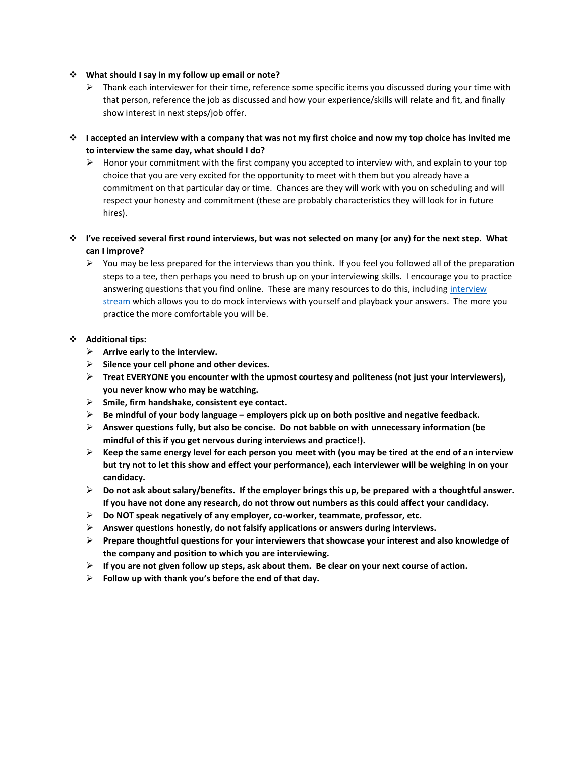- **What should I say in my follow up email or note?**
  - Thank each interviewer for their time, reference some specific items you discussed during your time with that person, reference the job as discussed and how your experience/skills will relate and fit, and finally show interest in next steps/job offer.

- **I accepted an interview with a company that was not my first choice and now my top choice has invited me to interview the same day, what should I do?**
  - Honor your commitment with the first company you accepted to interview with, and explain to your top choice that you are very excited for the opportunity to meet with them but you already have a commitment on that particular day or time. Chances are they will work with you on scheduling and will respect your honesty and commitment (these are probably characteristics they will look for in future hires).

- **I've received several first round interviews, but was not selected on many (or any) for the next step. What can I improve?**
  - You may be less prepared for the interviews than you think. If you feel you followed all of the preparation steps to a tee, then perhaps you need to brush up on your interviewing skills. I encourage you to practice answering questions that you find online. These are many resources to do this, including [interview stream] which allows you to do mock interviews with yourself and playback your answers. The more you practice the more comfortable you will be.

- **Additional tips:**
  - **Arrive early to the interview.**
  - **Silence your cell phone and other devices.**
  - **Treat EVERYONE you encounter with the upmost courtesy and politeness (not just your interviewers), you never know who may be watching.**
  - **Smile, firm handshake, consistent eye contact.**
  - **Be mindful of your body language – employers pick up on both positive and negative feedback.**
  - **Answer questions fully, but also be concise. Do not babble on with unnecessary information (be mindful of this if you get nervous during interviews and practice!).**
  - **Keep the same energy level for each person you meet with (you may be tired at the end of an interview but try not to let this show and effect your performance), each interviewer will be weighing in on your candidacy.**
  - **Do not ask about salary/benefits. If the employer brings this up, be prepared with a thoughtful answer. If you have not done any research, do not throw out numbers as this could affect your candidacy.**
  - **Do NOT speak negatively of any employer, co-worker, teammate, professor, etc.**
  - **Answer questions honestly, do not falsify applications or answers during interviews.**
  - **Prepare thoughtful questions for your interviewers that showcase your interest and also knowledge of the company and position to which you are interviewing.**
  - **If you are not given follow up steps, ask about them. Be clear on your next course of action.**
  - **Follow up with thank you's before the end of that day.**